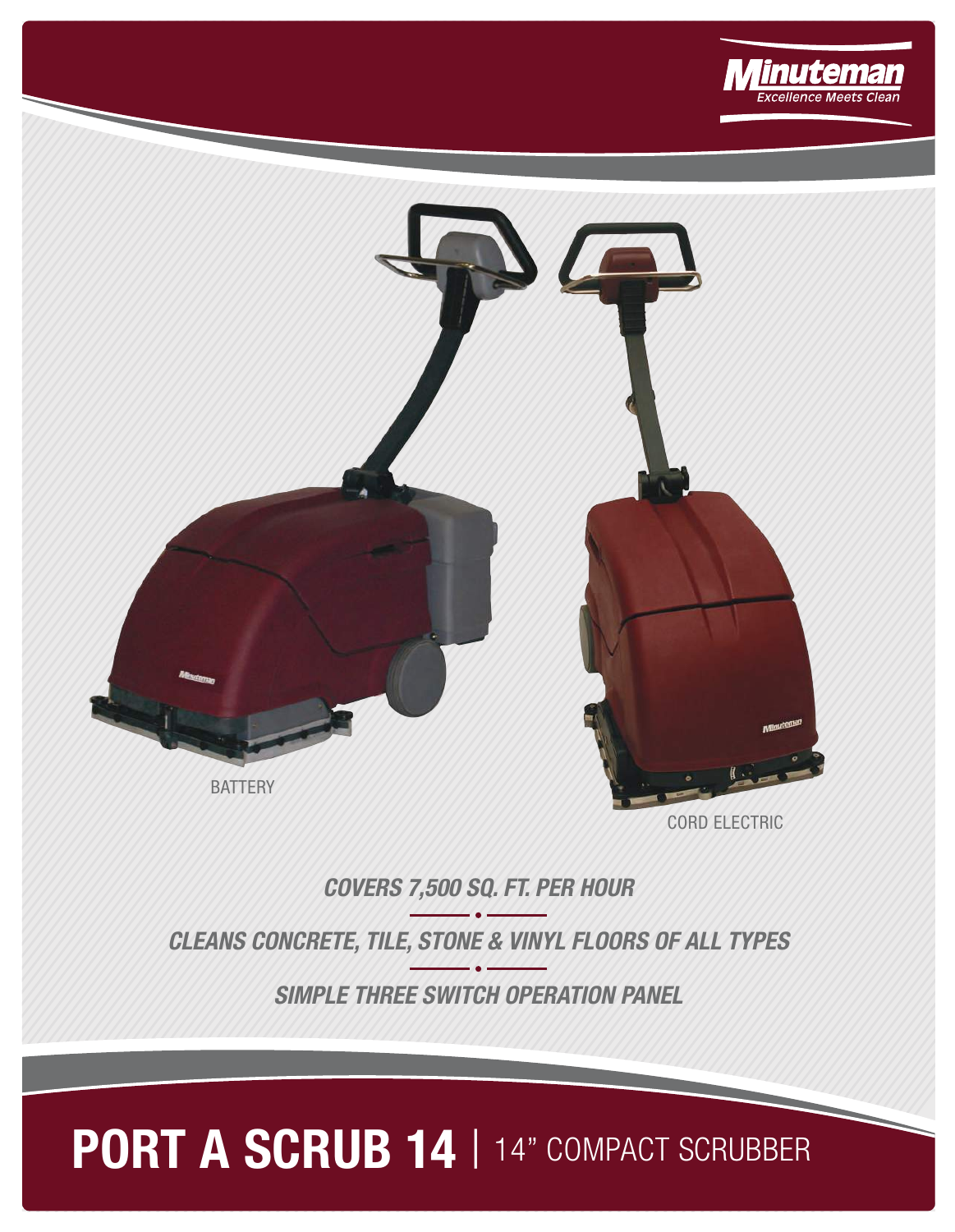Minuteman
Excellence Meets Clean

BATTERY

CORD ELECTRIC

***COVERS 7,500 SQ. FT. PER HOUR***

***CLEANS CONCRETE, TILE, STONE & VINYL FLOORS OF ALL TYPES***

***SIMPLE THREE SWITCH OPERATION PANEL***

# PORT A SCRUB 14 | 14" COMPACT SCRUBBER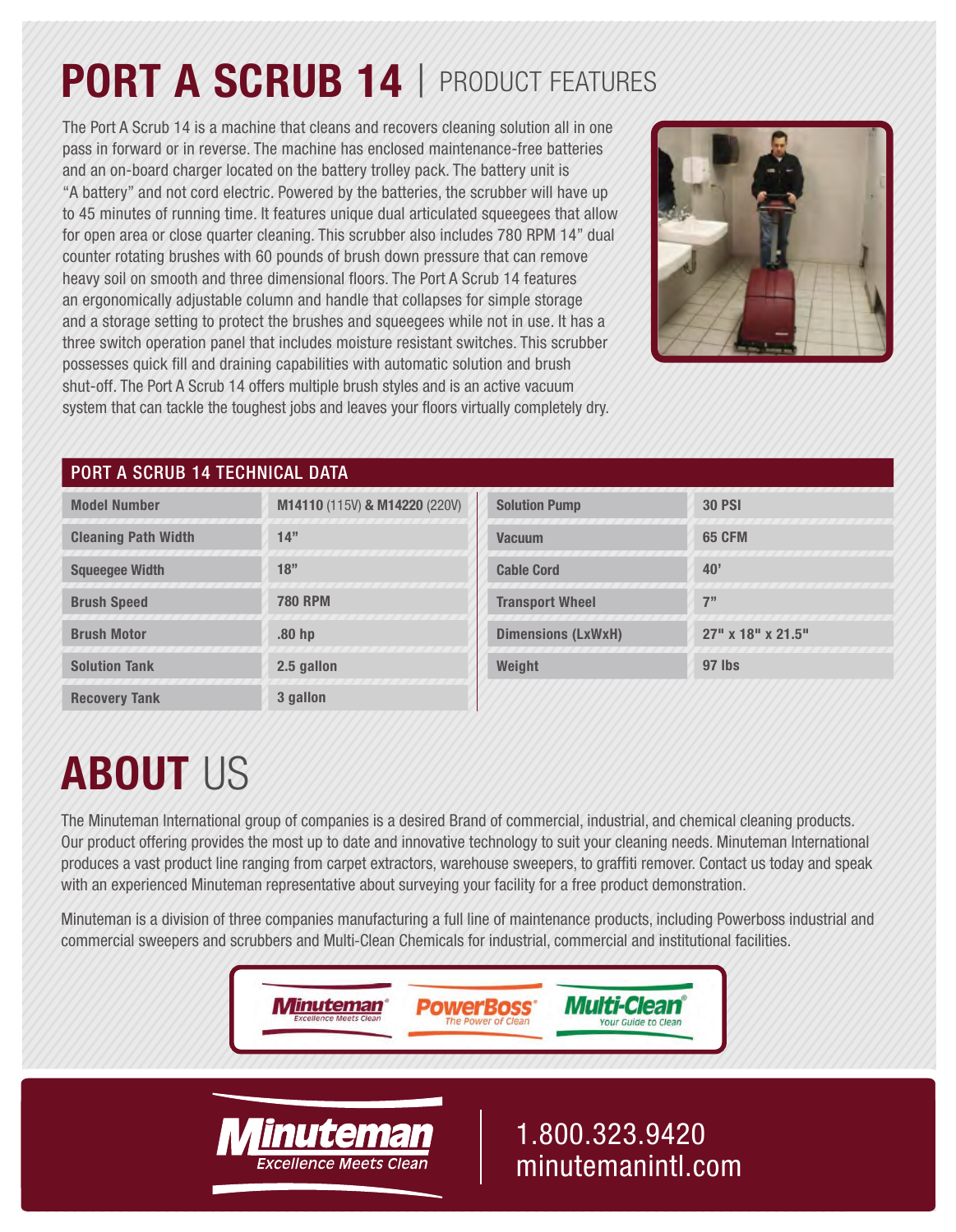# PORT A SCRUB 14 | PRODUCT FEATURES

The Port A Scrub 14 is a machine that cleans and recovers cleaning solution all in one pass in forward or in reverse. The machine has enclosed maintenance-free batteries and an on-board charger located on the battery trolley pack. The battery unit is "A battery" and not cord electric. Powered by the batteries, the scrubber will have up to 45 minutes of running time. It features unique dual articulated squeegees that allow for open area or close quarter cleaning. This scrubber also includes 780 RPM 14" dual counter rotating brushes with 60 pounds of brush down pressure that can remove heavy soil on smooth and three dimensional floors. The Port A Scrub 14 features an ergonomically adjustable column and handle that collapses for simple storage and a storage setting to protect the brushes and squeegees while not in use. It has a three switch operation panel that includes moisture resistant switches. This scrubber possesses quick fill and draining capabilities with automatic solution and brush shut-off. The Port A Scrub 14 offers multiple brush styles and is an active vacuum system that can tackle the toughest jobs and leaves your floors virtually completely dry.

## PORT A SCRUB 14 TECHNICAL DATA

| | | | |
|---|---|---|---|
| Model Number | M14110 (115V) & M14220 (220V) | Solution Pump | 30 PSI |
| Cleaning Path Width | 14" | Vacuum | 65 CFM |
| Squeegee Width | 18" | Cable Cord | 40' |
| Brush Speed | 780 RPM | Transport Wheel | 7" |
| Brush Motor | .80 hp | Dimensions (LxWxH) | 27" x 18" x 21.5" |
| Solution Tank | 2.5 gallon | Weight | 97 lbs |
| Recovery Tank | 3 gallon | | |

# ABOUT US

The Minuteman International group of companies is a desired Brand of commercial, industrial, and chemical cleaning products. Our product offering provides the most up to date and innovative technology to suit your cleaning needs. Minuteman International produces a vast product line ranging from carpet extractors, warehouse sweepers, to graffiti remover. Contact us today and speak with an experienced Minuteman representative about surveying your facility for a free product demonstration.

Minuteman is a division of three companies manufacturing a full line of maintenance products, including Powerboss industrial and commercial sweepers and scrubbers and Multi-Clean Chemicals for industrial, commercial and institutional facilities.

Minuteman® Excellence Meets Clean | PowerBoss® The Power of Clean | Multi-Clean® Your Guide to Clean

Minuteman Excellence Meets Clean

1.800.323.9420
minutemanintl.com